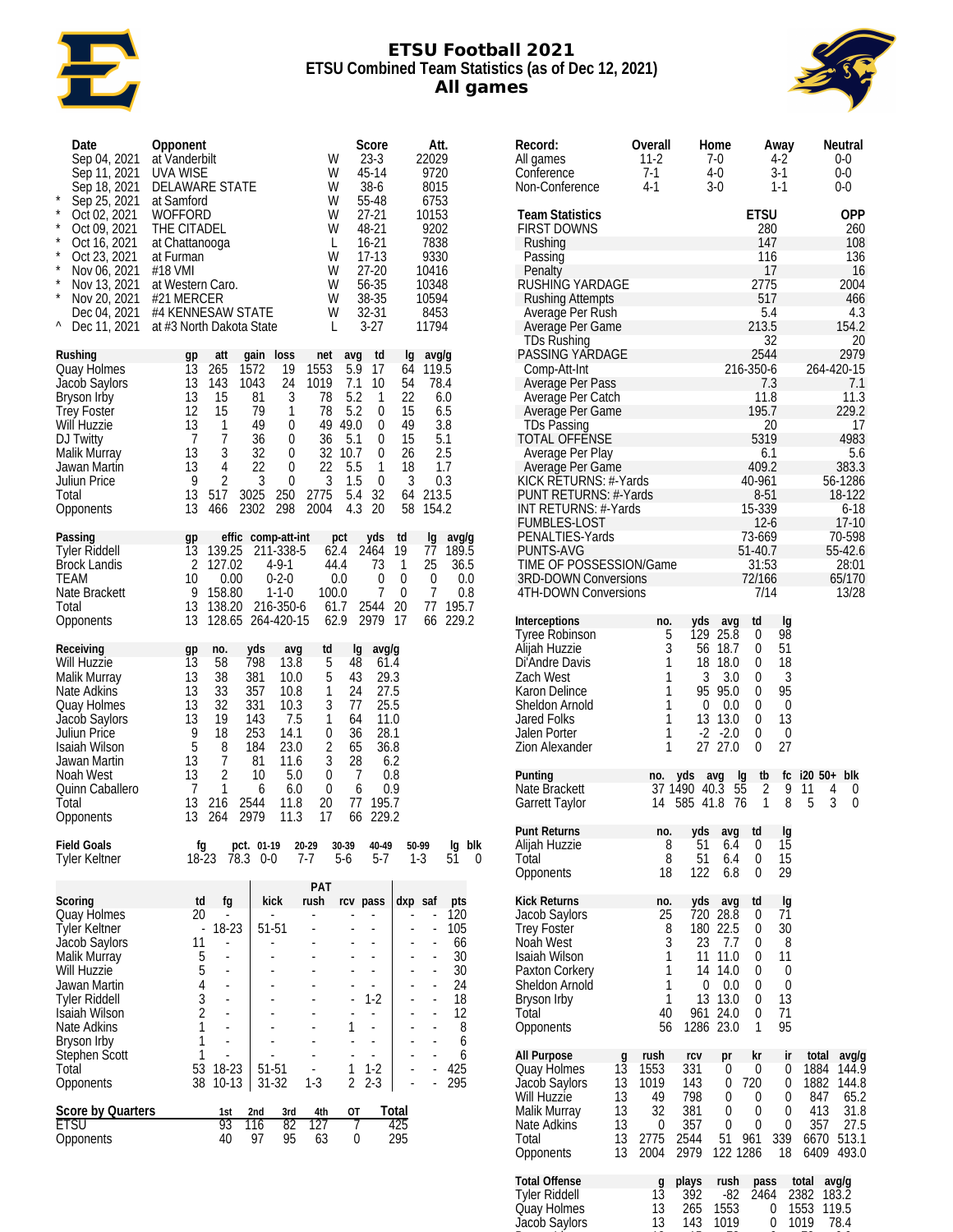# ETSU Football 2021

## ETSU Combined Team Statistics (as of Dec 12, 2021)

## All games

| | Date | Opponent | | Score | Att. |
|---|---|---|---|---|---|
| | Sep 04, 2021 | at Vanderbilt | W | 23-3 | 22029 |
| | Sep 11, 2021 | UVA WISE | W | 45-14 | 9720 |
| | Sep 18, 2021 | DELAWARE STATE | W | 38-6 | 8015 |
| * | Sep 25, 2021 | at Samford | W | 55-48 | 6753 |
| * | Oct 02, 2021 | WOFFORD | W | 27-21 | 10153 |
| * | Oct 09, 2021 | THE CITADEL | W | 48-21 | 9202 |
| * | Oct 16, 2021 | at Chattanooga | L | 16-21 | 7838 |
| * | Oct 23, 2021 | at Furman | W | 17-13 | 9330 |
| * | Nov 06, 2021 | #18 VMI | W | 27-20 | 10416 |
| * | Nov 13, 2021 | at Western Caro. | W | 56-35 | 10348 |
| * | Nov 20, 2021 | #21 MERCER | W | 38-35 | 10594 |
| | Dec 04, 2021 | #4 KENNESAW STATE | W | 32-31 | 8453 |
| ^ | Dec 11, 2021 | at #3 North Dakota State | L | 3-27 | 11794 |

| Rushing | gp | att | gain | loss | net | avg | td | lg | avg/g |
|---|---|---|---|---|---|---|---|---|---|
| Quay Holmes | 13 | 265 | 1572 | 19 | 1553 | 5.9 | 17 | 64 | 119.5 |
| Jacob Saylors | 13 | 143 | 1043 | 24 | 1019 | 7.1 | 10 | 54 | 78.4 |
| Bryson Irby | 13 | 15 | 81 | 3 | 78 | 5.2 | 1 | 22 | 6.0 |
| Trey Foster | 12 | 15 | 79 | 1 | 78 | 5.2 | 0 | 15 | 6.5 |
| Will Huzzie | 13 | 1 | 49 | 0 | 49 | 49.0 | 0 | 49 | 3.8 |
| DJ Twitty | 7 | 7 | 36 | 0 | 36 | 5.1 | 0 | 15 | 5.1 |
| Malik Murray | 13 | 3 | 32 | 0 | 32 | 10.7 | 0 | 26 | 2.5 |
| Jawan Martin | 13 | 4 | 22 | 0 | 22 | 5.5 | 1 | 18 | 1.7 |
| Juliun Price | 9 | 2 | 3 | 0 | 3 | 1.5 | 0 | 3 | 0.3 |
| Total | 13 | 517 | 3025 | 250 | 2775 | 5.4 | 32 | 64 | 213.5 |
| Opponents | 13 | 466 | 2302 | 298 | 2004 | 4.3 | 20 | 58 | 154.2 |

| Passing | gp | effic | comp-att-int | pct | yds | td | lg | avg/g |
|---|---|---|---|---|---|---|---|---|
| Tyler Riddell | 13 | 139.25 | 211-338-5 | 62.4 | 2464 | 19 | 77 | 189.5 |
| Brock Landis | 2 | 127.02 | 4-9-1 | 44.4 | 73 | 1 | 25 | 36.5 |
| TEAM | 10 | 0.00 | 0-2-0 | 0.0 | 0 | 0 | 0 | 0.0 |
| Nate Brackett | 9 | 158.80 | 1-1-0 | 100.0 | 7 | 0 | 7 | 0.8 |
| Total | 13 | 138.20 | 216-350-6 | 61.7 | 2544 | 20 | 77 | 195.7 |
| Opponents | 13 | 128.65 | 264-420-15 | 62.9 | 2979 | 17 | 66 | 229.2 |

| Receiving | gp | no. | yds | avg | td | lg | avg/g |
|---|---|---|---|---|---|---|---|
| Will Huzzie | 13 | 58 | 798 | 13.8 | 5 | 48 | 61.4 |
| Malik Murray | 13 | 38 | 381 | 10.0 | 5 | 43 | 29.3 |
| Nate Adkins | 13 | 33 | 357 | 10.8 | 1 | 24 | 27.5 |
| Quay Holmes | 13 | 32 | 331 | 10.3 | 3 | 77 | 25.5 |
| Jacob Saylors | 13 | 19 | 143 | 7.5 | 1 | 64 | 11.0 |
| Juliun Price | 9 | 18 | 253 | 14.1 | 0 | 36 | 28.1 |
| Isaiah Wilson | 5 | 8 | 184 | 23.0 | 2 | 65 | 36.8 |
| Jawan Martin | 13 | 7 | 81 | 11.6 | 3 | 28 | 6.2 |
| Noah West | 13 | 2 | 10 | 5.0 | 0 | 7 | 0.8 |
| Quinn Caballero | 7 | 1 | 6 | 6.0 | 0 | 6 | 0.9 |
| Total | 13 | 216 | 2544 | 11.8 | 20 | 77 | 195.7 |
| Opponents | 13 | 264 | 2979 | 11.3 | 17 | 66 | 229.2 |

| Field Goals | fg | pct. | 01-19 | 20-29 | 30-39 | 40-49 | 50-99 | lg | blk |
|---|---|---|---|---|---|---|---|---|---|
| Tyler Keltner | 18-23 | 78.3 | 0-0 | 7-7 | 5-6 | 5-7 | 1-3 | 51 | 0 |

| | | | | PAT | | | | | |
|---|---|---|---|---|---|---|---|---|---|
| Scoring | td | fg | kick | rush | rcv | pass | dxp | saf | pts |
| Quay Holmes | 20 | - | - | - | - | - | - | - | 120 |
| Tyler Keltner | - | 18-23 | 51-51 | - | - | - | - | - | 105 |
| Jacob Saylors | 11 | - | - | - | - | - | - | - | 66 |
| Malik Murray | 5 | - | - | - | - | - | - | - | 30 |
| Will Huzzie | 5 | - | - | - | - | - | - | - | 30 |
| Jawan Martin | 4 | - | - | - | - | - | - | - | 24 |
| Tyler Riddell | 3 | - | - | - | - | 1-2 | - | - | 18 |
| Isaiah Wilson | 2 | - | - | - | - | - | - | - | 12 |
| Nate Adkins | 1 | - | - | - | 1 | - | - | - | 8 |
| Bryson Irby | 1 | - | - | - | - | - | - | - | 6 |
| Stephen Scott | 1 | - | - | - | - | - | - | - | 6 |
| Total | 53 | 18-23 | 51-51 | - | 1 | 1-2 | - | - | 425 |
| Opponents | 38 | 10-13 | 31-32 | 1-3 | 2 | 2-3 | - | - | 295 |

| Score by Quarters | 1st | 2nd | 3rd | 4th | OT | Total |
|---|---|---|---|---|---|---|
| ETSU | 93 | 116 | 82 | 127 | 7 | 425 |
| Opponents | 40 | 97 | 95 | 63 | 0 | 295 |

| Record: | Overall | Home | Away | Neutral |
|---|---|---|---|---|
| All games | 11-2 | 7-0 | 4-2 | 0-0 |
| Conference | 7-1 | 4-0 | 3-1 | 0-0 |
| Non-Conference | 4-1 | 3-0 | 1-1 | 0-0 |

| Team Statistics | ETSU | OPP |
|---|---|---|
| FIRST DOWNS | 280 | 260 |
| Rushing | 147 | 108 |
| Passing | 116 | 136 |
| Penalty | 17 | 16 |
| RUSHING YARDAGE | 2775 | 2004 |
| Rushing Attempts | 517 | 466 |
| Average Per Rush | 5.4 | 4.3 |
| Average Per Game | 213.5 | 154.2 |
| TDs Rushing | 32 | 20 |
| PASSING YARDAGE | 2544 | 2979 |
| Comp-Att-Int | 216-350-6 | 264-420-15 |
| Average Per Pass | 7.3 | 7.1 |
| Average Per Catch | 11.8 | 11.3 |
| Average Per Game | 195.7 | 229.2 |
| TDs Passing | 20 | 17 |
| TOTAL OFFENSE | 5319 | 4983 |
| Average Per Play | 6.1 | 5.6 |
| Average Per Game | 409.2 | 383.3 |
| KICK RETURNS: #-Yards | 40-961 | 56-1286 |
| PUNT RETURNS: #-Yards | 8-51 | 18-122 |
| INT RETURNS: #-Yards | 15-339 | 6-18 |
| FUMBLES-LOST | 12-6 | 17-10 |
| PENALTIES-Yards | 73-669 | 70-598 |
| PUNTS-AVG | 51-40.7 | 55-42.6 |
| TIME OF POSSESSION/Game | 31:53 | 28:01 |
| 3RD-DOWN Conversions | 72/166 | 65/170 |
| 4TH-DOWN Conversions | 7/14 | 13/28 |

| Interceptions | no. | yds | avg | td | lg |
|---|---|---|---|---|---|
| Tyree Robinson | 5 | 129 | 25.8 | 0 | 98 |
| Alijah Huzzie | 3 | 56 | 18.7 | 0 | 51 |
| Di'Andre Davis | 1 | 18 | 18.0 | 0 | 18 |
| Zach West | 1 | 3 | 3.0 | 0 | 3 |
| Karon Delince | 1 | 95 | 95.0 | 0 | 95 |
| Sheldon Arnold | 1 | 0 | 0.0 | 0 | 0 |
| Jared Folks | 1 | 13 | 13.0 | 0 | 13 |
| Jalen Porter | 1 | -2 | -2.0 | 0 | 0 |
| Zion Alexander | 1 | 27 | 27.0 | 0 | 27 |

| Punting | no. | yds | avg | lg | tb | fc | i20 | 50+ | blk |
|---|---|---|---|---|---|---|---|---|---|
| Nate Brackett | 37 | 1490 | 40.3 | 55 | 2 | 9 | 11 | 4 | 0 |
| Garrett Taylor | 14 | 585 | 41.8 | 76 | 1 | 8 | 5 | 3 | 0 |

| Punt Returns | no. | yds | avg | td | lg |
|---|---|---|---|---|---|
| Alijah Huzzie | 8 | 51 | 6.4 | 0 | 15 |
| Total | 8 | 51 | 6.4 | 0 | 15 |
| Opponents | 18 | 122 | 6.8 | 0 | 29 |

| Kick Returns | no. | yds | avg | td | lg |
|---|---|---|---|---|---|
| Jacob Saylors | 25 | 720 | 28.8 | 0 | 71 |
| Trey Foster | 8 | 180 | 22.5 | 0 | 30 |
| Noah West | 3 | 23 | 7.7 | 0 | 8 |
| Isaiah Wilson | 1 | 11 | 11.0 | 0 | 11 |
| Paxton Corkery | 1 | 14 | 14.0 | 0 | 0 |
| Sheldon Arnold | 1 | 0 | 0.0 | 0 | 0 |
| Bryson Irby | 1 | 13 | 13.0 | 0 | 13 |
| Total | 40 | 961 | 24.0 | 0 | 71 |
| Opponents | 56 | 1286 | 23.0 | 1 | 95 |

| All Purpose | g | rush | rcv | pr | kr | ir | total | avg/g |
|---|---|---|---|---|---|---|---|---|
| Quay Holmes | 13 | 1553 | 331 | 0 | 0 | 0 | 1884 | 144.9 |
| Jacob Saylors | 13 | 1019 | 143 | 0 | 720 | 0 | 1882 | 144.8 |
| Will Huzzie | 13 | 49 | 798 | 0 | 0 | 0 | 847 | 65.2 |
| Malik Murray | 13 | 32 | 381 | 0 | 0 | 0 | 413 | 31.8 |
| Nate Adkins | 13 | 0 | 357 | 0 | 0 | 0 | 357 | 27.5 |
| Total | 13 | 2775 | 2544 | 51 | 961 | 339 | 6670 | 513.1 |
| Opponents | 13 | 2004 | 2979 | 122 | 1286 | 18 | 6409 | 493.0 |

| Total Offense | g | plays | rush | pass | total | avg/g |
|---|---|---|---|---|---|---|
| Tyler Riddell | 13 | 392 | -82 | 2464 | 2382 | 183.2 |
| Quay Holmes | 13 | 265 | 1553 | 0 | 1553 | 119.5 |
| Jacob Saylors | 13 | 143 | 1019 | 0 | 1019 | 78.4 |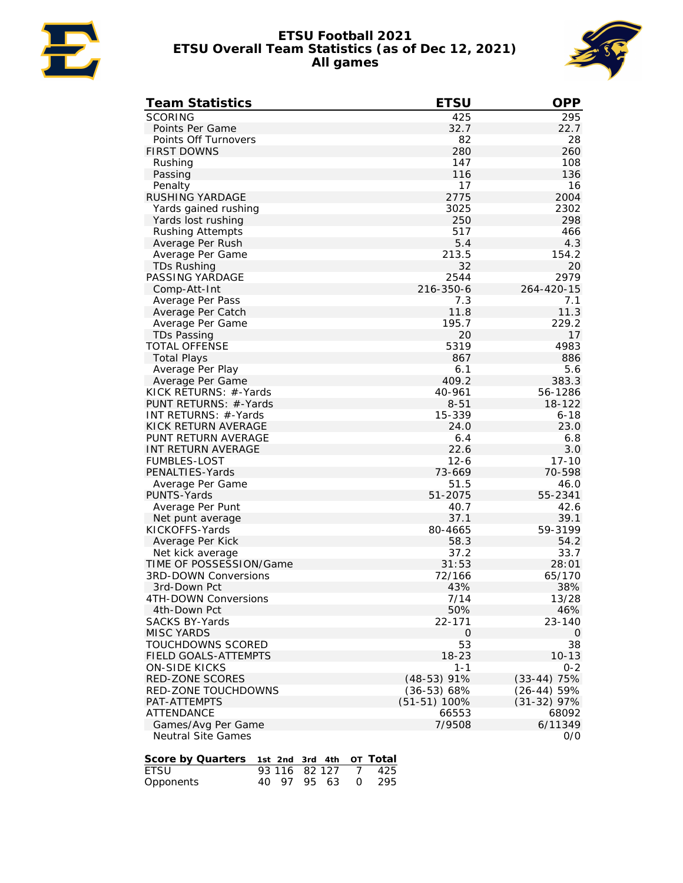# ETSU Football 2021
## ETSU Overall Team Statistics (as of Dec 12, 2021)
### All games

| Team Statistics | ETSU | OPP |
|---|---|---|
| SCORING | 425 | 295 |
| Points Per Game | 32.7 | 22.7 |
| Points Off Turnovers | 82 | 28 |
| FIRST DOWNS | 280 | 260 |
| Rushing | 147 | 108 |
| Passing | 116 | 136 |
| Penalty | 17 | 16 |
| RUSHING YARDAGE | 2775 | 2004 |
| Yards gained rushing | 3025 | 2302 |
| Yards lost rushing | 250 | 298 |
| Rushing Attempts | 517 | 466 |
| Average Per Rush | 5.4 | 4.3 |
| Average Per Game | 213.5 | 154.2 |
| TDs Rushing | 32 | 20 |
| PASSING YARDAGE | 2544 | 2979 |
| Comp-Att-Int | 216-350-6 | 264-420-15 |
| Average Per Pass | 7.3 | 7.1 |
| Average Per Catch | 11.8 | 11.3 |
| Average Per Game | 195.7 | 229.2 |
| TDs Passing | 20 | 17 |
| TOTAL OFFENSE | 5319 | 4983 |
| Total Plays | 867 | 886 |
| Average Per Play | 6.1 | 5.6 |
| Average Per Game | 409.2 | 383.3 |
| KICK RETURNS: #-Yards | 40-961 | 56-1286 |
| PUNT RETURNS: #-Yards | 8-51 | 18-122 |
| INT RETURNS: #-Yards | 15-339 | 6-18 |
| KICK RETURN AVERAGE | 24.0 | 23.0 |
| PUNT RETURN AVERAGE | 6.4 | 6.8 |
| INT RETURN AVERAGE | 22.6 | 3.0 |
| FUMBLES-LOST | 12-6 | 17-10 |
| PENALTIES-Yards | 73-669 | 70-598 |
| Average Per Game | 51.5 | 46.0 |
| PUNTS-Yards | 51-2075 | 55-2341 |
| Average Per Punt | 40.7 | 42.6 |
| Net punt average | 37.1 | 39.1 |
| KICKOFFS-Yards | 80-4665 | 59-3199 |
| Average Per Kick | 58.3 | 54.2 |
| Net kick average | 37.2 | 33.7 |
| TIME OF POSSESSION/Game | 31:53 | 28:01 |
| 3RD-DOWN Conversions | 72/166 | 65/170 |
| 3rd-Down Pct | 43% | 38% |
| 4TH-DOWN Conversions | 7/14 | 13/28 |
| 4th-Down Pct | 50% | 46% |
| SACKS BY-Yards | 22-171 | 23-140 |
| MISC YARDS | 0 | 0 |
| TOUCHDOWNS SCORED | 53 | 38 |
| FIELD GOALS-ATTEMPTS | 18-23 | 10-13 |
| ON-SIDE KICKS | 1-1 | 0-2 |
| RED-ZONE SCORES | (48-53) 91% | (33-44) 75% |
| RED-ZONE TOUCHDOWNS | (36-53) 68% | (26-44) 59% |
| PAT-ATTEMPTS | (51-51) 100% | (31-32) 97% |
| ATTENDANCE | 66553 | 68092 |
| Games/Avg Per Game | 7/9508 | 6/11349 |
| Neutral Site Games | | 0/0 |

| Score by Quarters | 1st | 2nd | 3rd | 4th | OT | Total |
|---|---|---|---|---|---|---|
| ETSU | 93 | 116 | 82 | 127 | 7 | 425 |
| Opponents | 40 | 97 | 95 | 63 | 0 | 295 |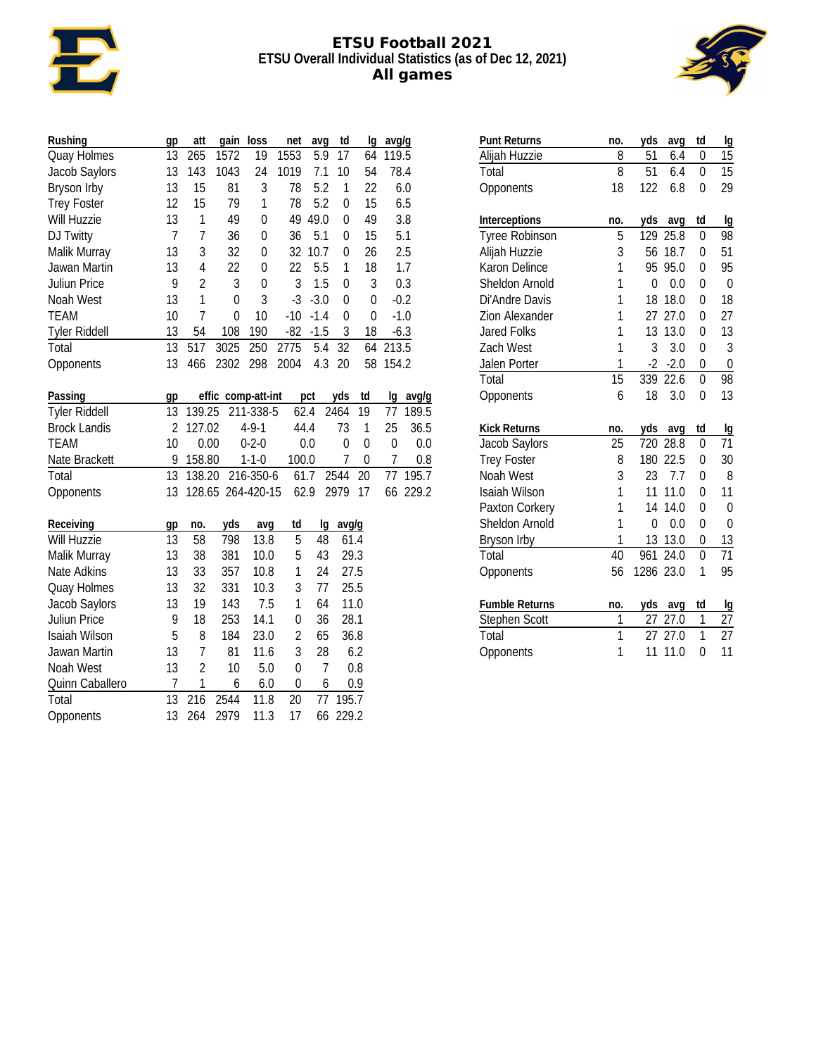# ETSU Football 2021

## ETSU Overall Individual Statistics (as of Dec 12, 2021)

## All games

| Rushing | gp | att | gain | loss | net | avg | td | lg | avg/g |
|---|---|---|---|---|---|---|---|---|---|
| Quay Holmes | 13 | 265 | 1572 | 19 | 1553 | 5.9 | 17 | 64 | 119.5 |
| Jacob Saylors | 13 | 143 | 1043 | 24 | 1019 | 7.1 | 10 | 54 | 78.4 |
| Bryson Irby | 13 | 15 | 81 | 3 | 78 | 5.2 | 1 | 22 | 6.0 |
| Trey Foster | 12 | 15 | 79 | 1 | 78 | 5.2 | 0 | 15 | 6.5 |
| Will Huzzie | 13 | 1 | 49 | 0 | 49 | 49.0 | 0 | 49 | 3.8 |
| DJ Twitty | 7 | 7 | 36 | 0 | 36 | 5.1 | 0 | 15 | 5.1 |
| Malik Murray | 13 | 3 | 32 | 0 | 32 | 10.7 | 0 | 26 | 2.5 |
| Jawan Martin | 13 | 4 | 22 | 0 | 22 | 5.5 | 1 | 18 | 1.7 |
| Juliun Price | 9 | 2 | 3 | 0 | 3 | 1.5 | 0 | 3 | 0.3 |
| Noah West | 13 | 1 | 0 | 3 | -3 | -3.0 | 0 | 0 | -0.2 |
| TEAM | 10 | 7 | 0 | 10 | -10 | -1.4 | 0 | 0 | -1.0 |
| Tyler Riddell | 13 | 54 | 108 | 190 | -82 | -1.5 | 3 | 18 | -6.3 |
| Total | 13 | 517 | 3025 | 250 | 2775 | 5.4 | 32 | 64 | 213.5 |
| Opponents | 13 | 466 | 2302 | 298 | 2004 | 4.3 | 20 | 58 | 154.2 |

| Passing | gp | effic | comp-att-int | pct | yds | td | lg | avg/g |
|---|---|---|---|---|---|---|---|---|
| Tyler Riddell | 13 | 139.25 | 211-338-5 | 62.4 | 2464 | 19 | 77 | 189.5 |
| Brock Landis | 2 | 127.02 | 4-9-1 | 44.4 | 73 | 1 | 25 | 36.5 |
| TEAM | 10 | 0.00 | 0-2-0 | 0.0 | 0 | 0 | 0 | 0.0 |
| Nate Brackett | 9 | 158.80 | 1-1-0 | 100.0 | 7 | 0 | 7 | 0.8 |
| Total | 13 | 138.20 | 216-350-6 | 61.7 | 2544 | 20 | 77 | 195.7 |
| Opponents | 13 | 128.65 | 264-420-15 | 62.9 | 2979 | 17 | 66 | 229.2 |

| Receiving | gp | no. | yds | avg | td | lg | avg/g |
|---|---|---|---|---|---|---|---|
| Will Huzzie | 13 | 58 | 798 | 13.8 | 5 | 48 | 61.4 |
| Malik Murray | 13 | 38 | 381 | 10.0 | 5 | 43 | 29.3 |
| Nate Adkins | 13 | 33 | 357 | 10.8 | 1 | 24 | 27.5 |
| Quay Holmes | 13 | 32 | 331 | 10.3 | 3 | 77 | 25.5 |
| Jacob Saylors | 13 | 19 | 143 | 7.5 | 1 | 64 | 11.0 |
| Juliun Price | 9 | 18 | 253 | 14.1 | 0 | 36 | 28.1 |
| Isaiah Wilson | 5 | 8 | 184 | 23.0 | 2 | 65 | 36.8 |
| Jawan Martin | 13 | 7 | 81 | 11.6 | 3 | 28 | 6.2 |
| Noah West | 13 | 2 | 10 | 5.0 | 0 | 7 | 0.8 |
| Quinn Caballero | 7 | 1 | 6 | 6.0 | 0 | 6 | 0.9 |
| Total | 13 | 216 | 2544 | 11.8 | 20 | 77 | 195.7 |
| Opponents | 13 | 264 | 2979 | 11.3 | 17 | 66 | 229.2 |

| Punt Returns | no. | yds | avg | td | lg |
|---|---|---|---|---|---|
| Alijah Huzzie | 8 | 51 | 6.4 | 0 | 15 |
| Total | 8 | 51 | 6.4 | 0 | 15 |
| Opponents | 18 | 122 | 6.8 | 0 | 29 |

| Interceptions | no. | yds | avg | td | lg |
|---|---|---|---|---|---|
| Tyree Robinson | 5 | 129 | 25.8 | 0 | 98 |
| Alijah Huzzie | 3 | 56 | 18.7 | 0 | 51 |
| Karon Delince | 1 | 95 | 95.0 | 0 | 95 |
| Sheldon Arnold | 1 | 0 | 0.0 | 0 | 0 |
| Di'Andre Davis | 1 | 18 | 18.0 | 0 | 18 |
| Zion Alexander | 1 | 27 | 27.0 | 0 | 27 |
| Jared Folks | 1 | 13 | 13.0 | 0 | 13 |
| Zach West | 1 | 3 | 3.0 | 0 | 3 |
| Jalen Porter | 1 | -2 | -2.0 | 0 | 0 |
| Total | 15 | 339 | 22.6 | 0 | 98 |
| Opponents | 6 | 18 | 3.0 | 0 | 13 |

| Kick Returns | no. | yds | avg | td | lg |
|---|---|---|---|---|---|
| Jacob Saylors | 25 | 720 | 28.8 | 0 | 71 |
| Trey Foster | 8 | 180 | 22.5 | 0 | 30 |
| Noah West | 3 | 23 | 7.7 | 0 | 8 |
| Isaiah Wilson | 1 | 11 | 11.0 | 0 | 11 |
| Paxton Corkery | 1 | 14 | 14.0 | 0 | 0 |
| Sheldon Arnold | 1 | 0 | 0.0 | 0 | 0 |
| Bryson Irby | 1 | 13 | 13.0 | 0 | 13 |
| Total | 40 | 961 | 24.0 | 0 | 71 |
| Opponents | 56 | 1286 | 23.0 | 1 | 95 |

| Fumble Returns | no. | yds | avg | td | lg |
|---|---|---|---|---|---|
| Stephen Scott | 1 | 27 | 27.0 | 1 | 27 |
| Total | 1 | 27 | 27.0 | 1 | 27 |
| Opponents | 1 | 11 | 11.0 | 0 | 11 |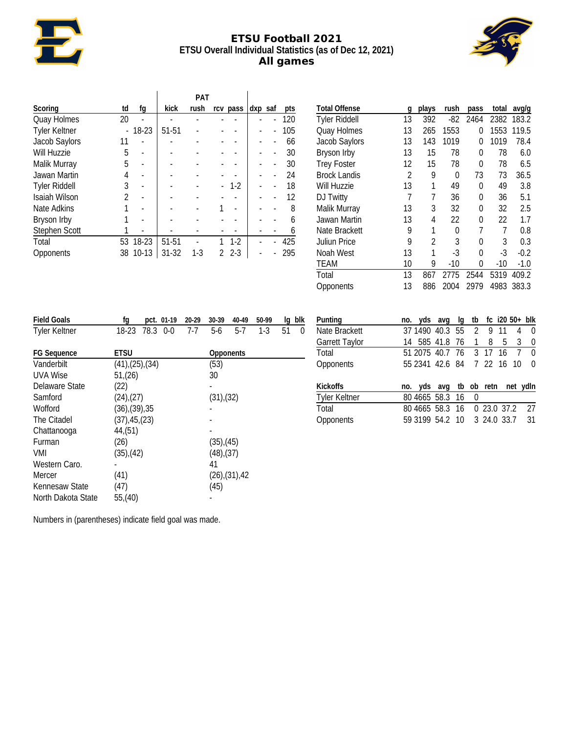# ETSU Football 2021

## ETSU Overall Individual Statistics (as of Dec 12, 2021)

## All games

| Scoring | td | fg | PAT kick | PAT rush | PAT rcv | PAT pass | dxp | saf | pts |
|---|---|---|---|---|---|---|---|---|---|
| Quay Holmes | 20 | - | - | - | - | - | - | - | 120 |
| Tyler Keltner | - | 18-23 | 51-51 | - | - | - | - | - | 105 |
| Jacob Saylors | 11 | - | - | - | - | - | - | - | 66 |
| Will Huzzie | 5 | - | - | - | - | - | - | - | 30 |
| Malik Murray | 5 | - | - | - | - | - | - | - | 30 |
| Jawan Martin | 4 | - | - | - | - | - | - | - | 24 |
| Tyler Riddell | 3 | - | - | - | - | 1-2 | - | - | 18 |
| Isaiah Wilson | 2 | - | - | - | - | - | - | - | 12 |
| Nate Adkins | 1 | - | - | - | 1 | - | - | - | 8 |
| Bryson Irby | 1 | - | - | - | - | - | - | - | 6 |
| Stephen Scott | 1 | - | - | - | - | - | - | - | 6 |
| Total | 53 | 18-23 | 51-51 | - | 1 | 1-2 | - | - | 425 |
| Opponents | 38 | 10-13 | 31-32 | 1-3 | 2 | 2-3 | - | - | 295 |

| Total Offense | g | plays | rush | pass | total | avg/g |
|---|---|---|---|---|---|---|
| Tyler Riddell | 13 | 392 | -82 | 2464 | 2382 | 183.2 |
| Quay Holmes | 13 | 265 | 1553 | 0 | 1553 | 119.5 |
| Jacob Saylors | 13 | 143 | 1019 | 0 | 1019 | 78.4 |
| Bryson Irby | 13 | 15 | 78 | 0 | 78 | 6.0 |
| Trey Foster | 12 | 15 | 78 | 0 | 78 | 6.5 |
| Brock Landis | 2 | 9 | 0 | 73 | 73 | 36.5 |
| Will Huzzie | 13 | 1 | 49 | 0 | 49 | 3.8 |
| DJ Twitty | 7 | 7 | 36 | 0 | 36 | 5.1 |
| Malik Murray | 13 | 3 | 32 | 0 | 32 | 2.5 |
| Jawan Martin | 13 | 4 | 22 | 0 | 22 | 1.7 |
| Nate Brackett | 9 | 1 | 0 | 7 | 7 | 0.8 |
| Juliun Price | 9 | 2 | 3 | 0 | 3 | 0.3 |
| Noah West | 13 | 1 | -3 | 0 | -3 | -0.2 |
| TEAM | 10 | 9 | -10 | 0 | -10 | -1.0 |
| Total | 13 | 867 | 2775 | 2544 | 5319 | 409.2 |
| Opponents | 13 | 886 | 2004 | 2979 | 4983 | 383.3 |

| Field Goals | fg | pct. | 01-19 | 20-29 | 30-39 | 40-49 | 50-99 | lg | blk |
|---|---|---|---|---|---|---|---|---|---|
| Tyler Keltner | 18-23 | 78.3 | 0-0 | 7-7 | 5-6 | 5-7 | 1-3 | 51 | 0 |

| FG Sequence | ETSU | Opponents |
|---|---|---|
| Vanderbilt | (41),(25),(34) | (53) |
| UVA Wise | 51,(26) | 30 |
| Delaware State | (22) | - |
| Samford | (24),(27) | (31),(32) |
| Wofford | (36),(39),35 | - |
| The Citadel | (37),45,(23) | - |
| Chattanooga | 44,(51) | - |
| Furman | (26) | (35),(45) |
| VMI | (35),(42) | (48),(37) |
| Western Caro. | - | 41 |
| Mercer | (41) | (26),(31),42 |
| Kennesaw State | (47) | (45) |
| North Dakota State | 55,(40) | - |

Numbers in (parentheses) indicate field goal was made.

| Punting | no. | yds | avg | lg | tb | fc | i20 | 50+ | blk |
|---|---|---|---|---|---|---|---|---|---|
| Nate Brackett | 37 | 1490 | 40.3 | 55 | 2 | 9 | 11 | 4 | 0 |
| Garrett Taylor | 14 | 585 | 41.8 | 76 | 1 | 8 | 5 | 3 | 0 |
| Total | 51 | 2075 | 40.7 | 76 | 3 | 17 | 16 | 7 | 0 |
| Opponents | 55 | 2341 | 42.6 | 84 | 7 | 22 | 16 | 10 | 0 |

| Kickoffs | no. | yds | avg | tb | ob | retn | net | ydln |
|---|---|---|---|---|---|---|---|---|
| Tyler Keltner | 80 | 4665 | 58.3 | 16 | 0 | | | |
| Total | 80 | 4665 | 58.3 | 16 | 0 | 23.0 | 37.2 | 27 |
| Opponents | 59 | 3199 | 54.2 | 10 | 3 | 24.0 | 33.7 | 31 |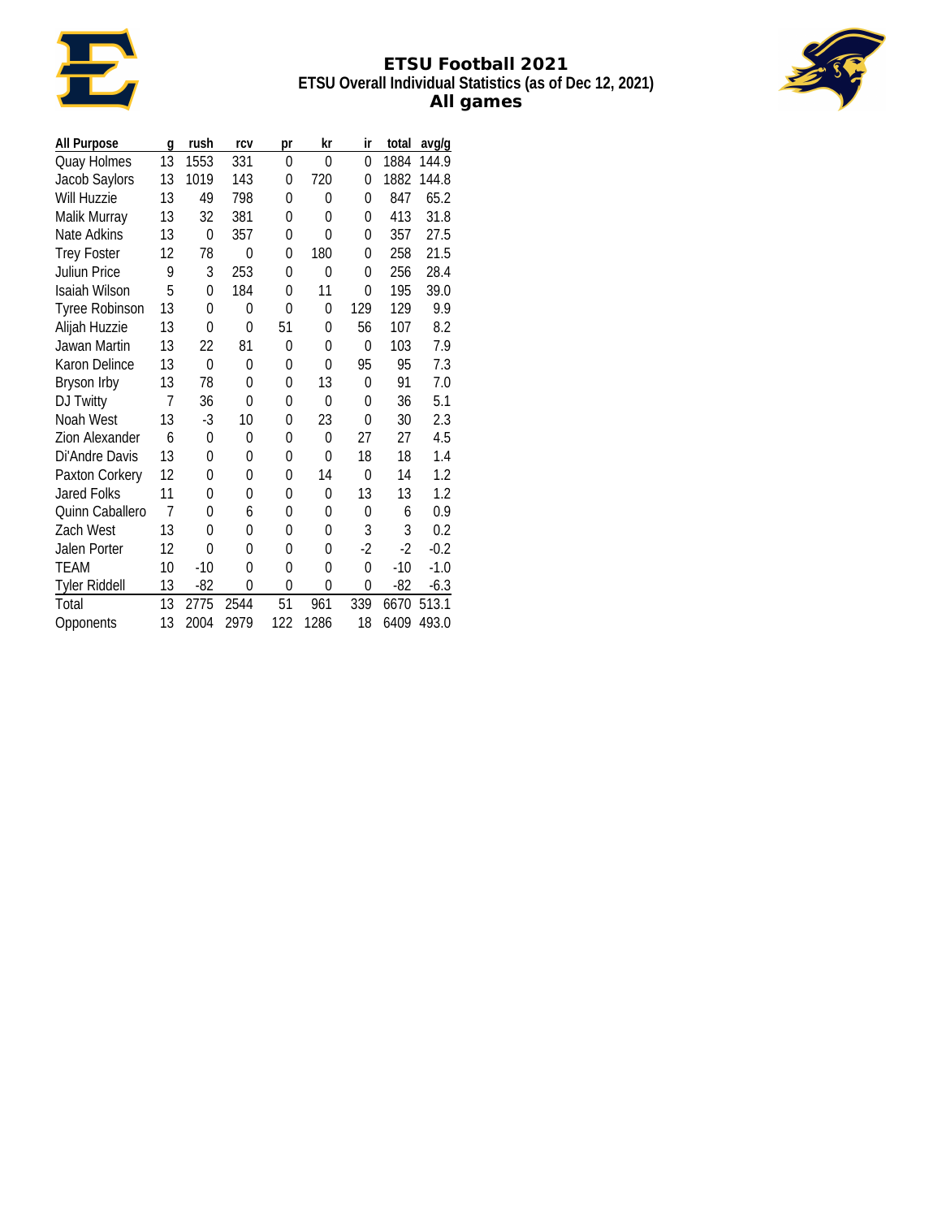# ETSU Football 2021

## ETSU Overall Individual Statistics (as of Dec 12, 2021)

### All games

| All Purpose | g | rush | rcv | pr | kr | ir | total | avg/g |
|---|---|---|---|---|---|---|---|---|
| Quay Holmes | 13 | 1553 | 331 | 0 | 0 | 0 | 1884 | 144.9 |
| Jacob Saylors | 13 | 1019 | 143 | 0 | 720 | 0 | 1882 | 144.8 |
| Will Huzzie | 13 | 49 | 798 | 0 | 0 | 0 | 847 | 65.2 |
| Malik Murray | 13 | 32 | 381 | 0 | 0 | 0 | 413 | 31.8 |
| Nate Adkins | 13 | 0 | 357 | 0 | 0 | 0 | 357 | 27.5 |
| Trey Foster | 12 | 78 | 0 | 0 | 180 | 0 | 258 | 21.5 |
| Juliun Price | 9 | 3 | 253 | 0 | 0 | 0 | 256 | 28.4 |
| Isaiah Wilson | 5 | 0 | 184 | 0 | 11 | 0 | 195 | 39.0 |
| Tyree Robinson | 13 | 0 | 0 | 0 | 0 | 129 | 129 | 9.9 |
| Alijah Huzzie | 13 | 0 | 0 | 51 | 0 | 56 | 107 | 8.2 |
| Jawan Martin | 13 | 22 | 81 | 0 | 0 | 0 | 103 | 7.9 |
| Karon Delince | 13 | 0 | 0 | 0 | 0 | 95 | 95 | 7.3 |
| Bryson Irby | 13 | 78 | 0 | 0 | 13 | 0 | 91 | 7.0 |
| DJ Twitty | 7 | 36 | 0 | 0 | 0 | 0 | 36 | 5.1 |
| Noah West | 13 | -3 | 10 | 0 | 23 | 0 | 30 | 2.3 |
| Zion Alexander | 6 | 0 | 0 | 0 | 0 | 27 | 27 | 4.5 |
| Di'Andre Davis | 13 | 0 | 0 | 0 | 0 | 18 | 18 | 1.4 |
| Paxton Corkery | 12 | 0 | 0 | 0 | 14 | 0 | 14 | 1.2 |
| Jared Folks | 11 | 0 | 0 | 0 | 0 | 13 | 13 | 1.2 |
| Quinn Caballero | 7 | 0 | 6 | 0 | 0 | 0 | 6 | 0.9 |
| Zach West | 13 | 0 | 0 | 0 | 0 | 3 | 3 | 0.2 |
| Jalen Porter | 12 | 0 | 0 | 0 | 0 | -2 | -2 | -0.2 |
| TEAM | 10 | -10 | 0 | 0 | 0 | 0 | -10 | -1.0 |
| Tyler Riddell | 13 | -82 | 0 | 0 | 0 | 0 | -82 | -6.3 |
| Total | 13 | 2775 | 2544 | 51 | 961 | 339 | 6670 | 513.1 |
| Opponents | 13 | 2004 | 2979 | 122 | 1286 | 18 | 6409 | 493.0 |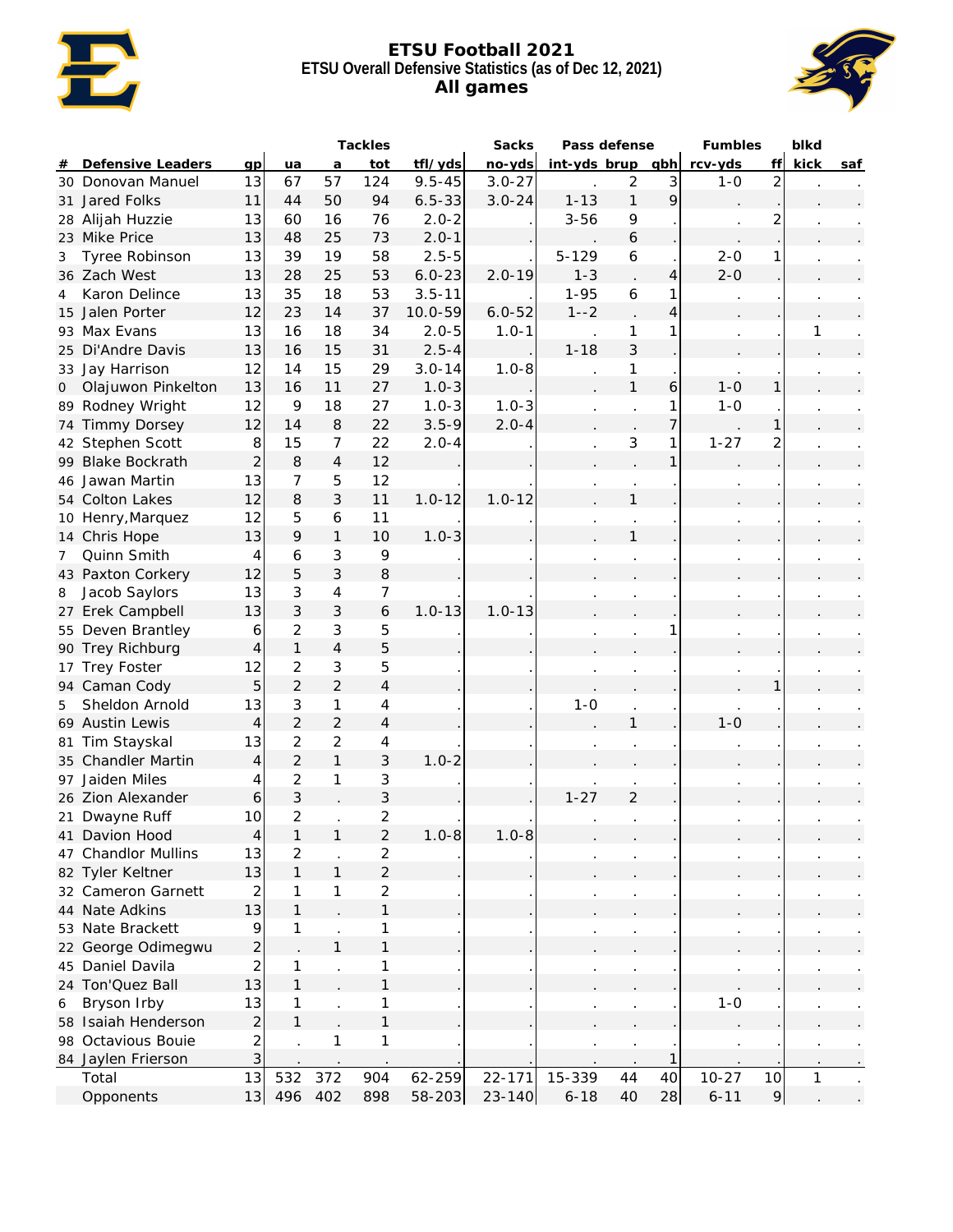# ETSU Football 2021

## ETSU Overall Defensive Statistics (as of Dec 12, 2021)

## All games

| # | Defensive Leaders | gp | Tackles ua | a | tot | tfl/yds | Sacks no-yds | Pass defense int-yds | brup | qbh | Fumbles rcv-yds | ff | blkd kick | saf |
|---|---|---|---|---|---|---|---|---|---|---|---|---|---|---|
| 30 | Donovan Manuel | 13 | 67 | 57 | 124 | 9.5-45 | 3.0-27 | . | 2 | 3 | 1-0 | 2 | . | . |
| 31 | Jared Folks | 11 | 44 | 50 | 94 | 6.5-33 | 3.0-24 | 1-13 | 1 | 9 | . | . | . | . |
| 28 | Alijah Huzzie | 13 | 60 | 16 | 76 | 2.0-2 | . | 3-56 | 9 | . | . | 2 | . | . |
| 23 | Mike Price | 13 | 48 | 25 | 73 | 2.0-1 | . | . | 6 | . | . | . | . | . |
| 3 | Tyree Robinson | 13 | 39 | 19 | 58 | 2.5-5 | . | 5-129 | 6 | . | 2-0 | 1 | . | . |
| 36 | Zach West | 13 | 28 | 25 | 53 | 6.0-23 | 2.0-19 | 1-3 | . | 4 | 2-0 | . | . | . |
| 4 | Karon Delince | 13 | 35 | 18 | 53 | 3.5-11 | . | 1-95 | 6 | 1 | . | . | . | . |
| 15 | Jalen Porter | 12 | 23 | 14 | 37 | 10.0-59 | 6.0-52 | 1--2 | . | 4 | . | . | . | . |
| 93 | Max Evans | 13 | 16 | 18 | 34 | 2.0-5 | 1.0-1 | . | 1 | 1 | . | . | 1 | . |
| 25 | Di'Andre Davis | 13 | 16 | 15 | 31 | 2.5-4 | . | 1-18 | 3 | . | . | . | . | . |
| 33 | Jay Harrison | 12 | 14 | 15 | 29 | 3.0-14 | 1.0-8 | . | 1 | . | . | . | . | . |
| 0 | Olajuwon Pinkelton | 13 | 16 | 11 | 27 | 1.0-3 | . | . | 1 | 6 | 1-0 | 1 | . | . |
| 89 | Rodney Wright | 12 | 9 | 18 | 27 | 1.0-3 | 1.0-3 | . | . | 1 | 1-0 | . | . | . |
| 74 | Timmy Dorsey | 12 | 14 | 8 | 22 | 3.5-9 | 2.0-4 | . | . | 7 | . | 1 | . | . |
| 42 | Stephen Scott | 8 | 15 | 7 | 22 | 2.0-4 | . | . | 3 | 1 | 1-27 | 2 | . | . |
| 99 | Blake Bockrath | 2 | 8 | 4 | 12 | . | . | . | . | 1 | . | . | . | . |
| 46 | Jawan Martin | 13 | 7 | 5 | 12 | . | . | . | . | . | . | . | . | . |
| 54 | Colton Lakes | 12 | 8 | 3 | 11 | 1.0-12 | 1.0-12 | . | 1 | . | . | . | . | . |
| 10 | Henry,Marquez | 12 | 5 | 6 | 11 | . | . | . | . | . | . | . | . | . |
| 14 | Chris Hope | 13 | 9 | 1 | 10 | 1.0-3 | . | . | 1 | . | . | . | . | . |
| 7 | Quinn Smith | 4 | 6 | 3 | 9 | . | . | . | . | . | . | . | . | . |
| 43 | Paxton Corkery | 12 | 5 | 3 | 8 | . | . | . | . | . | . | . | . | . |
| 8 | Jacob Saylors | 13 | 3 | 4 | 7 | . | . | . | . | . | . | . | . | . |
| 27 | Erek Campbell | 13 | 3 | 3 | 6 | 1.0-13 | 1.0-13 | . | . | . | . | . | . | . |
| 55 | Deven Brantley | 6 | 2 | 3 | 5 | . | . | . | . | 1 | . | . | . | . |
| 90 | Trey Richburg | 4 | 1 | 4 | 5 | . | . | . | . | . | . | . | . | . |
| 17 | Trey Foster | 12 | 2 | 3 | 5 | . | . | . | . | . | . | . | . | . |
| 94 | Caman Cody | 5 | 2 | 2 | 4 | . | . | . | . | . | . | 1 | . | . |
| 5 | Sheldon Arnold | 13 | 3 | 1 | 4 | . | . | 1-0 | . | . | . | . | . | . |
| 69 | Austin Lewis | 4 | 2 | 2 | 4 | . | . | . | 1 | . | 1-0 | . | . | . |
| 81 | Tim Stayskal | 13 | 2 | 2 | 4 | . | . | . | . | . | . | . | . | . |
| 35 | Chandler Martin | 4 | 2 | 1 | 3 | 1.0-2 | . | . | . | . | . | . | . | . |
| 97 | Jaiden Miles | 4 | 2 | 1 | 3 | . | . | . | . | . | . | . | . | . |
| 26 | Zion Alexander | 6 | 3 | . | 3 | . | . | 1-27 | 2 | . | . | . | . | . |
| 21 | Dwayne Ruff | 10 | 2 | . | 2 | . | . | . | . | . | . | . | . | . |
| 41 | Davion Hood | 4 | 1 | 1 | 2 | 1.0-8 | 1.0-8 | . | . | . | . | . | . | . |
| 47 | Chandlor Mullins | 13 | 2 | . | 2 | . | . | . | . | . | . | . | . | . |
| 82 | Tyler Keltner | 13 | 1 | 1 | 2 | . | . | . | . | . | . | . | . | . |
| 32 | Cameron Garnett | 2 | 1 | 1 | 2 | . | . | . | . | . | . | . | . | . |
| 44 | Nate Adkins | 13 | 1 | . | 1 | . | . | . | . | . | . | . | . | . |
| 53 | Nate Brackett | 9 | 1 | . | 1 | . | . | . | . | . | . | . | . | . |
| 22 | George Odimegwu | 2 | . | 1 | 1 | . | . | . | . | . | . | . | . | . |
| 45 | Daniel Davila | 2 | 1 | . | 1 | . | . | . | . | . | . | . | . | . |
| 24 | Ton'Quez Ball | 13 | 1 | . | 1 | . | . | . | . | . | . | . | . | . |
| 6 | Bryson Irby | 13 | 1 | . | 1 | . | . | . | . | . | 1-0 | . | . | . |
| 58 | Isaiah Henderson | 2 | 1 | . | 1 | . | . | . | . | . | . | . | . | . |
| 98 | Octavious Bouie | 2 | . | 1 | 1 | . | . | . | . | . | . | . | . | . |
| 84 | Jaylen Frierson | 3 | . | . | . | . | . | . | . | 1 | . | . | . | . |
| | Total | 13 | 532 | 372 | 904 | 62-259 | 22-171 | 15-339 | 44 | 40 | 10-27 | 10 | 1 | . |
| | Opponents | 13 | 496 | 402 | 898 | 58-203 | 23-140 | 6-18 | 40 | 28 | 6-11 | 9 | . | . |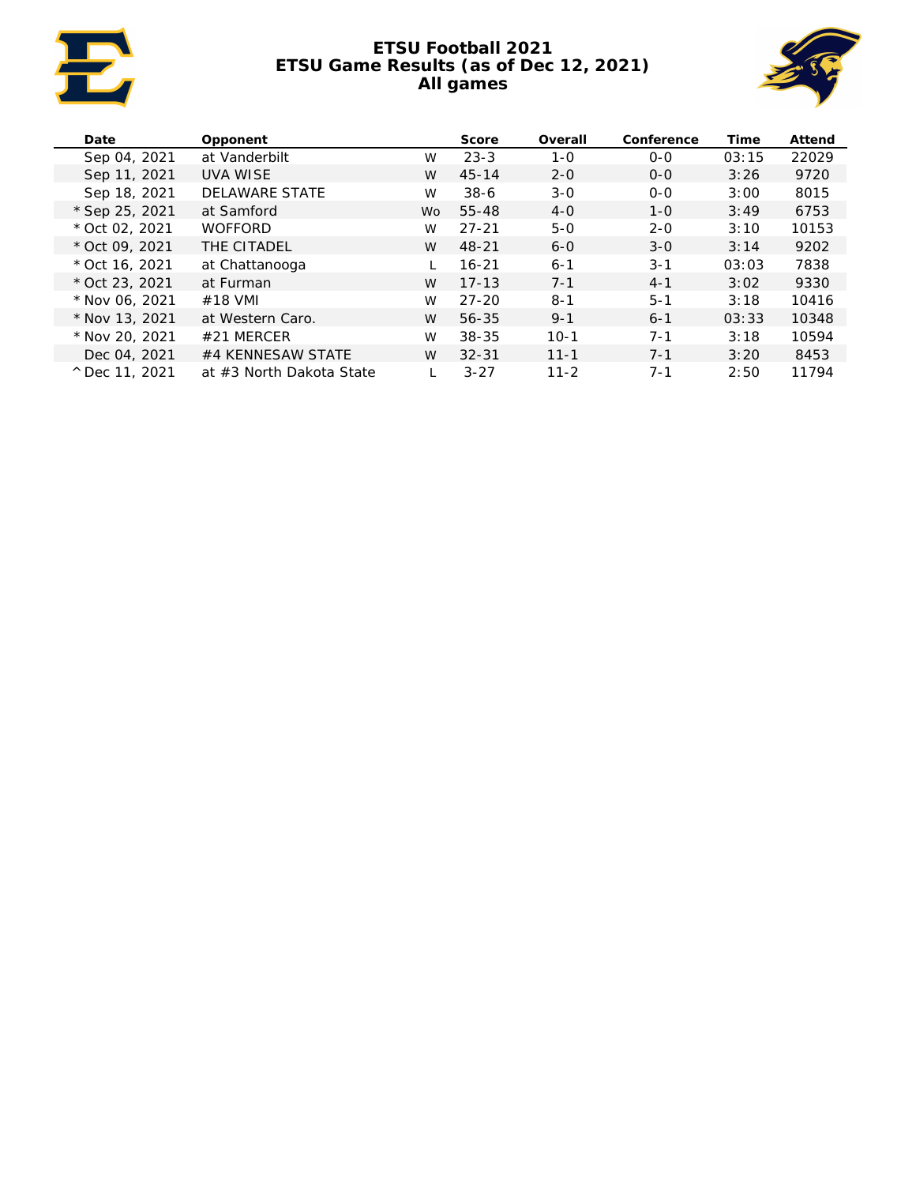# ETSU Football 2021
## ETSU Game Results (as of Dec 12, 2021)
## All games

| Date | Opponent | | Score | Overall | Conference | Time | Attend |
|---|---|---|---|---|---|---|---|
| Sep 04, 2021 | at Vanderbilt | W | 23-3 | 1-0 | 0-0 | 03:15 | 22029 |
| Sep 11, 2021 | UVA WISE | W | 45-14 | 2-0 | 0-0 | 3:26 | 9720 |
| Sep 18, 2021 | DELAWARE STATE | W | 38-6 | 3-0 | 0-0 | 3:00 | 8015 |
| * Sep 25, 2021 | at Samford | Wo | 55-48 | 4-0 | 1-0 | 3:49 | 6753 |
| * Oct 02, 2021 | WOFFORD | W | 27-21 | 5-0 | 2-0 | 3:10 | 10153 |
| * Oct 09, 2021 | THE CITADEL | W | 48-21 | 6-0 | 3-0 | 3:14 | 9202 |
| * Oct 16, 2021 | at Chattanooga | L | 16-21 | 6-1 | 3-1 | 03:03 | 7838 |
| * Oct 23, 2021 | at Furman | W | 17-13 | 7-1 | 4-1 | 3:02 | 9330 |
| * Nov 06, 2021 | #18 VMI | W | 27-20 | 8-1 | 5-1 | 3:18 | 10416 |
| * Nov 13, 2021 | at Western Caro. | W | 56-35 | 9-1 | 6-1 | 03:33 | 10348 |
| * Nov 20, 2021 | #21 MERCER | W | 38-35 | 10-1 | 7-1 | 3:18 | 10594 |
| Dec 04, 2021 | #4 KENNESAW STATE | W | 32-31 | 11-1 | 7-1 | 3:20 | 8453 |
| ^ Dec 11, 2021 | at #3 North Dakota State | L | 3-27 | 11-2 | 7-1 | 2:50 | 11794 |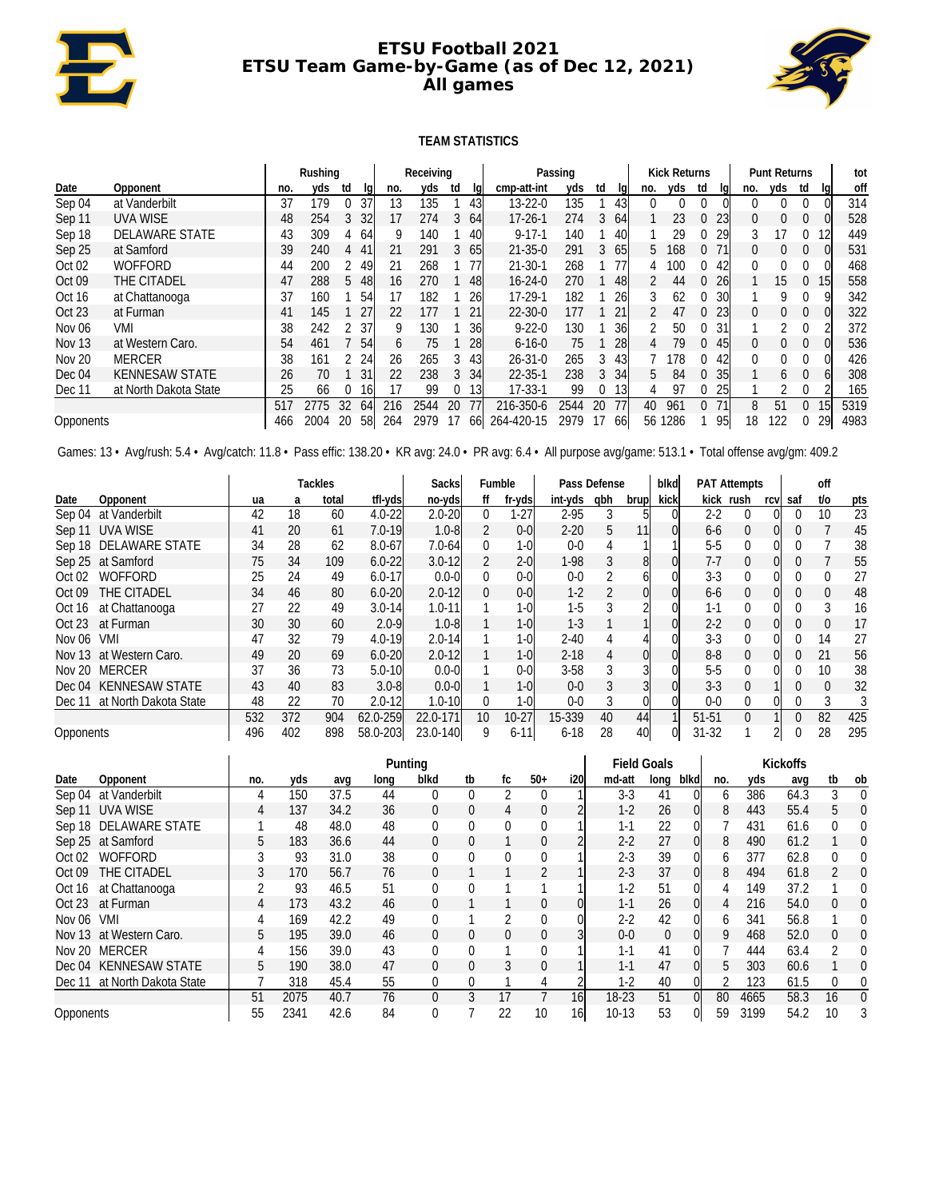# ETSU Football 2021
## ETSU Team Game-by-Game (as of Dec 12, 2021)
## All games

### TEAM STATISTICS

| | | Rushing | | | | Receiving | | | | Passing | | | | Kick Returns | | | | Punt Returns | | | | tot |
|---|---|---|---|---|---|---|---|---|---|---|---|---|---|---|---|---|---|---|---|---|---|---|
| Date | Opponent | no. | yds | td | lg | no. | yds | td | lg | cmp-att-int | yds | td | lg | no. | yds | td | lg | no. | yds | td | lg | off |
| Sep 04 | at Vanderbilt | 37 | 179 | 0 | 37 | 13 | 135 | 1 | 43 | 13-22-0 | 135 | 1 | 43 | 0 | 0 | 0 | 0 | 0 | 0 | 0 | 0 | 314 |
| Sep 11 | UVA WISE | 48 | 254 | 3 | 32 | 17 | 274 | 3 | 64 | 17-26-1 | 274 | 3 | 64 | 1 | 23 | 0 | 23 | 0 | 0 | 0 | 0 | 528 |
| Sep 18 | DELAWARE STATE | 43 | 309 | 4 | 64 | 9 | 140 | 1 | 40 | 9-17-1 | 140 | 1 | 40 | 1 | 29 | 0 | 29 | 3 | 17 | 0 | 12 | 449 |
| Sep 25 | at Samford | 39 | 240 | 4 | 41 | 21 | 291 | 3 | 65 | 21-35-0 | 291 | 3 | 65 | 5 | 168 | 0 | 71 | 0 | 0 | 0 | 0 | 531 |
| Oct 02 | WOFFORD | 44 | 200 | 2 | 49 | 21 | 268 | 1 | 77 | 21-30-1 | 268 | 1 | 77 | 4 | 100 | 0 | 42 | 0 | 0 | 0 | 0 | 468 |
| Oct 09 | THE CITADEL | 47 | 288 | 5 | 48 | 16 | 270 | 1 | 48 | 16-24-0 | 270 | 1 | 48 | 2 | 44 | 0 | 26 | 1 | 15 | 0 | 15 | 558 |
| Oct 16 | at Chattanooga | 37 | 160 | 1 | 54 | 17 | 182 | 1 | 26 | 17-29-1 | 182 | 1 | 26 | 3 | 62 | 0 | 30 | 1 | 9 | 0 | 9 | 342 |
| Oct 23 | at Furman | 41 | 145 | 1 | 27 | 22 | 177 | 1 | 21 | 22-30-0 | 177 | 1 | 21 | 2 | 47 | 0 | 23 | 0 | 0 | 0 | 0 | 322 |
| Nov 06 | VMI | 38 | 242 | 2 | 37 | 9 | 130 | 1 | 36 | 9-22-0 | 130 | 1 | 36 | 2 | 50 | 0 | 31 | 1 | 2 | 0 | 2 | 372 |
| Nov 13 | at Western Caro. | 54 | 461 | 7 | 54 | 6 | 75 | 1 | 28 | 6-16-0 | 75 | 1 | 28 | 4 | 79 | 0 | 45 | 0 | 0 | 0 | 0 | 536 |
| Nov 20 | MERCER | 38 | 161 | 2 | 24 | 26 | 265 | 3 | 43 | 26-31-0 | 265 | 3 | 43 | 7 | 178 | 0 | 42 | 0 | 0 | 0 | 0 | 426 |
| Dec 04 | KENNESAW STATE | 26 | 70 | 1 | 31 | 22 | 238 | 3 | 34 | 22-35-1 | 238 | 3 | 34 | 5 | 84 | 0 | 35 | 1 | 6 | 0 | 6 | 308 |
| Dec 11 | at North Dakota State | 25 | 66 | 0 | 16 | 17 | 99 | 0 | 13 | 17-33-1 | 99 | 0 | 13 | 4 | 97 | 0 | 25 | 1 | 2 | 0 | 2 | 165 |
| | | 517 | 2775 | 32 | 64 | 216 | 2544 | 20 | 77 | 216-350-6 | 2544 | 20 | 77 | 40 | 961 | 0 | 71 | 8 | 51 | 0 | 15 | 5319 |
| Opponents | | 466 | 2004 | 20 | 58 | 264 | 2979 | 17 | 66 | 264-420-15 | 2979 | 17 | 66 | 56 | 1286 | 1 | 95 | 18 | 122 | 0 | 29 | 4983 |

Games: 13 • Avg/rush: 5.4 • Avg/catch: 11.8 • Pass effic: 138.20 • KR avg: 24.0 • PR avg: 6.4 • All purpose avg/game: 513.1 • Total offense avg/gm: 409.2

| | | Tackles | | | | Sacks | Fumble | | Pass Defense | | | blkd | PAT Attempts | | | | off | |
|---|---|---|---|---|---|---|---|---|---|---|---|---|---|---|---|---|---|---|
| Date | Opponent | ua | a | total | tfl-yds | no-yds | ff | fr-yds | int-yds | qbh | brup | kick | kick | rush | rcv | saf | t/o | pts |
| Sep 04 | at Vanderbilt | 42 | 18 | 60 | 4.0-22 | 2.0-20 | 0 | 1-27 | 2-95 | 3 | 5 | 0 | 2-2 | 0 | 0 | 0 | 10 | 23 |
| Sep 11 | UVA WISE | 41 | 20 | 61 | 7.0-19 | 1.0-8 | 2 | 0-0 | 2-20 | 5 | 11 | 0 | 6-6 | 0 | 0 | 0 | 7 | 45 |
| Sep 18 | DELAWARE STATE | 34 | 28 | 62 | 8.0-67 | 7.0-64 | 0 | 1-0 | 0-0 | 4 | 1 | 1 | 5-5 | 0 | 0 | 0 | 7 | 38 |
| Sep 25 | at Samford | 75 | 34 | 109 | 6.0-22 | 3.0-12 | 2 | 2-0 | 1-98 | 3 | 8 | 0 | 7-7 | 0 | 0 | 0 | 7 | 55 |
| Oct 02 | WOFFORD | 25 | 24 | 49 | 6.0-17 | 0.0-0 | 0 | 0-0 | 0-0 | 2 | 6 | 0 | 3-3 | 0 | 0 | 0 | 0 | 27 |
| Oct 09 | THE CITADEL | 34 | 46 | 80 | 6.0-20 | 2.0-12 | 0 | 0-0 | 1-2 | 2 | 0 | 0 | 6-6 | 0 | 0 | 0 | 0 | 48 |
| Oct 16 | at Chattanooga | 27 | 22 | 49 | 3.0-14 | 1.0-11 | 1 | 1-0 | 1-5 | 3 | 2 | 0 | 1-1 | 0 | 0 | 0 | 3 | 16 |
| Oct 23 | at Furman | 30 | 30 | 60 | 2.0-9 | 1.0-8 | 1 | 1-0 | 1-3 | 1 | 1 | 0 | 2-2 | 0 | 0 | 0 | 0 | 17 |
| Nov 06 | VMI | 47 | 32 | 79 | 4.0-19 | 2.0-14 | 1 | 1-0 | 2-40 | 4 | 4 | 0 | 3-3 | 0 | 0 | 0 | 14 | 27 |
| Nov 13 | at Western Caro. | 49 | 20 | 69 | 6.0-20 | 2.0-12 | 1 | 1-0 | 2-18 | 4 | 0 | 0 | 8-8 | 0 | 0 | 0 | 21 | 56 |
| Nov 20 | MERCER | 37 | 36 | 73 | 5.0-10 | 0.0-0 | 1 | 0-0 | 3-58 | 3 | 3 | 0 | 5-5 | 0 | 0 | 0 | 10 | 38 |
| Dec 04 | KENNESAW STATE | 43 | 40 | 83 | 3.0-8 | 0.0-0 | 1 | 1-0 | 0-0 | 3 | 3 | 0 | 3-3 | 0 | 1 | 0 | 0 | 32 |
| Dec 11 | at North Dakota State | 48 | 22 | 70 | 2.0-12 | 1.0-10 | 0 | 1-0 | 0-0 | 3 | 0 | 0 | 0-0 | 0 | 0 | 0 | 3 | 3 |
| | | 532 | 372 | 904 | 62.0-259 | 22.0-171 | 10 | 10-27 | 15-339 | 40 | 44 | 1 | 51-51 | 0 | 1 | 0 | 82 | 425 |
| Opponents | | 496 | 402 | 898 | 58.0-203 | 23.0-140 | 9 | 6-11 | 6-18 | 28 | 40 | 0 | 31-32 | 1 | 2 | 0 | 28 | 295 |

| | | Punting | | | | | | | | | Field Goals | | | Kickoffs | | | | |
|---|---|---|---|---|---|---|---|---|---|---|---|---|---|---|---|---|---|---|
| Date | Opponent | no. | yds | avg | long | blkd | tb | fc | 50+ | i20 | md-att | long | blkd | no. | yds | avg | tb | ob |
| Sep 04 | at Vanderbilt | 4 | 150 | 37.5 | 44 | 0 | 0 | 2 | 0 | 1 | 3-3 | 41 | 0 | 6 | 386 | 64.3 | 3 | 0 |
| Sep 11 | UVA WISE | 4 | 137 | 34.2 | 36 | 0 | 0 | 4 | 0 | 2 | 1-2 | 26 | 0 | 8 | 443 | 55.4 | 5 | 0 |
| Sep 18 | DELAWARE STATE | 1 | 48 | 48.0 | 48 | 0 | 0 | 0 | 0 | 1 | 1-1 | 22 | 0 | 7 | 431 | 61.6 | 0 | 0 |
| Sep 25 | at Samford | 5 | 183 | 36.6 | 44 | 0 | 0 | 1 | 0 | 2 | 2-2 | 27 | 0 | 8 | 490 | 61.2 | 1 | 0 |
| Oct 02 | WOFFORD | 3 | 93 | 31.0 | 38 | 0 | 0 | 0 | 0 | 1 | 2-3 | 39 | 0 | 6 | 377 | 62.8 | 0 | 0 |
| Oct 09 | THE CITADEL | 3 | 170 | 56.7 | 76 | 0 | 1 | 1 | 2 | 1 | 2-3 | 37 | 0 | 8 | 494 | 61.8 | 2 | 0 |
| Oct 16 | at Chattanooga | 2 | 93 | 46.5 | 51 | 0 | 0 | 1 | 1 | 1 | 1-2 | 51 | 0 | 4 | 149 | 37.2 | 1 | 0 |
| Oct 23 | at Furman | 4 | 173 | 43.2 | 46 | 0 | 1 | 1 | 0 | 0 | 1-1 | 26 | 0 | 4 | 216 | 54.0 | 0 | 0 |
| Nov 06 | VMI | 4 | 169 | 42.2 | 49 | 0 | 1 | 2 | 0 | 0 | 2-2 | 42 | 0 | 6 | 341 | 56.8 | 1 | 0 |
| Nov 13 | at Western Caro. | 5 | 195 | 39.0 | 46 | 0 | 0 | 0 | 0 | 3 | 0-0 | 0 | 0 | 9 | 468 | 52.0 | 0 | 0 |
| Nov 20 | MERCER | 4 | 156 | 39.0 | 43 | 0 | 0 | 1 | 0 | 1 | 1-1 | 41 | 0 | 7 | 444 | 63.4 | 2 | 0 |
| Dec 04 | KENNESAW STATE | 5 | 190 | 38.0 | 47 | 0 | 0 | 3 | 0 | 1 | 1-1 | 47 | 0 | 5 | 303 | 60.6 | 1 | 0 |
| Dec 11 | at North Dakota State | 7 | 318 | 45.4 | 55 | 0 | 0 | 1 | 4 | 2 | 1-2 | 40 | 0 | 2 | 123 | 61.5 | 0 | 0 |
| | | 51 | 2075 | 40.7 | 76 | 0 | 3 | 17 | 7 | 16 | 18-23 | 51 | 0 | 80 | 4665 | 58.3 | 16 | 0 |
| Opponents | | 55 | 2341 | 42.6 | 84 | 0 | 7 | 22 | 10 | 16 | 10-13 | 53 | 0 | 59 | 3199 | 54.2 | 10 | 3 |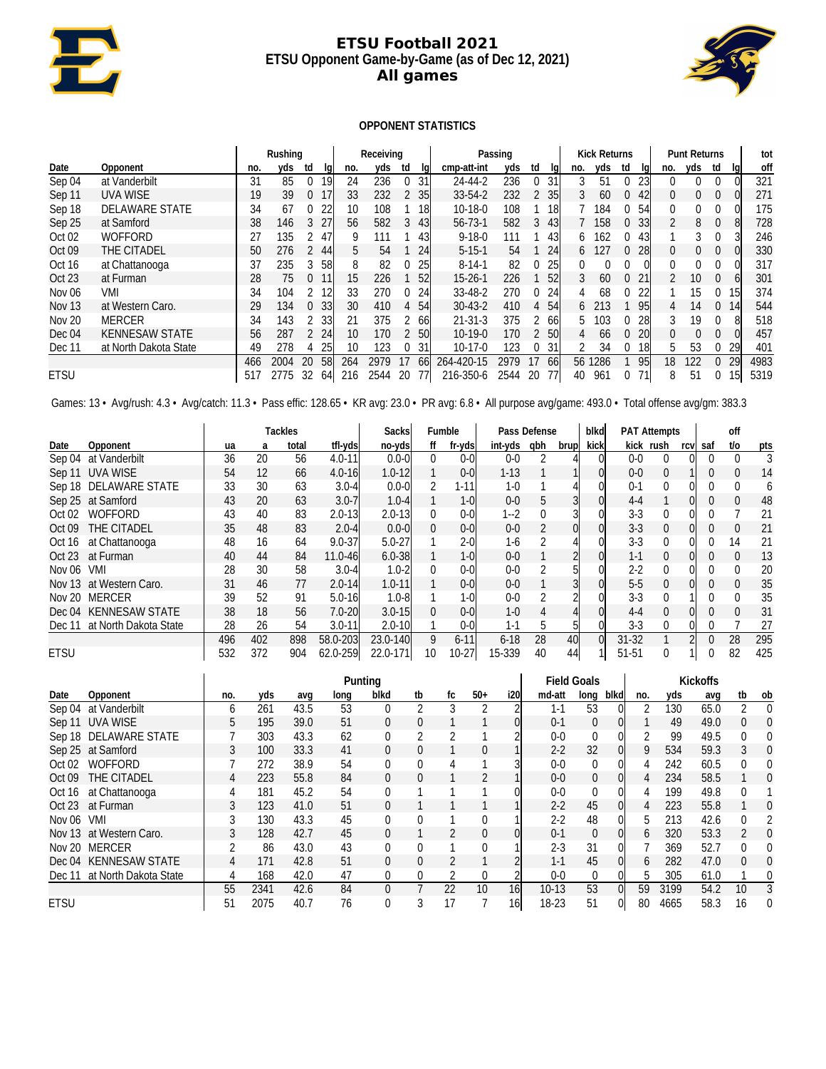# ETSU Football 2021
## ETSU Opponent Game-by-Game (as of Dec 12, 2021)
## All games

### OPPONENT STATISTICS

| | | Rushing | | | | Receiving | | | | Passing | | | | | Kick Returns | | | | Punt Returns | | | | tot |
|---|---|---|---|---|---|---|---|---|---|---|---|---|---|---|---|---|---|---|---|---|---|---|---|
| Date | Opponent | no. | yds | td | lg | no. | yds | td | lg | cmp-att-int | yds | td | lg | no. | yds | td | lg | no. | yds | td | lg | off |
| Sep 04 | at Vanderbilt | 31 | 85 | 0 | 19 | 24 | 236 | 0 | 31 | 24-44-2 | 236 | 0 | 31 | 3 | 51 | 0 | 23 | 0 | 0 | 0 | 0 | 321 |
| Sep 11 | UVA WISE | 19 | 39 | 0 | 17 | 33 | 232 | 2 | 35 | 33-54-2 | 232 | 2 | 35 | 3 | 60 | 0 | 42 | 0 | 0 | 0 | 0 | 271 |
| Sep 18 | DELAWARE STATE | 34 | 67 | 0 | 22 | 10 | 108 | 1 | 18 | 10-18-0 | 108 | 1 | 18 | 7 | 184 | 0 | 54 | 0 | 0 | 0 | 0 | 175 |
| Sep 25 | at Samford | 38 | 146 | 3 | 27 | 56 | 582 | 3 | 43 | 56-73-1 | 582 | 3 | 43 | 7 | 158 | 0 | 33 | 2 | 8 | 0 | 8 | 728 |
| Oct 02 | WOFFORD | 27 | 135 | 2 | 47 | 9 | 111 | 1 | 43 | 9-18-0 | 111 | 1 | 43 | 6 | 162 | 0 | 43 | 1 | 3 | 0 | 3 | 246 |
| Oct 09 | THE CITADEL | 50 | 276 | 2 | 44 | 5 | 54 | 1 | 24 | 5-15-1 | 54 | 1 | 24 | 6 | 127 | 0 | 28 | 0 | 0 | 0 | 0 | 330 |
| Oct 16 | at Chattanooga | 37 | 235 | 3 | 58 | 8 | 82 | 0 | 25 | 8-14-1 | 82 | 0 | 25 | 0 | 0 | 0 | 0 | 0 | 0 | 0 | 0 | 317 |
| Oct 23 | at Furman | 28 | 75 | 0 | 11 | 15 | 226 | 1 | 52 | 15-26-1 | 226 | 1 | 52 | 3 | 60 | 0 | 21 | 2 | 10 | 0 | 6 | 301 |
| Nov 06 | VMI | 34 | 104 | 2 | 12 | 33 | 270 | 0 | 24 | 33-48-2 | 270 | 0 | 24 | 4 | 68 | 0 | 22 | 1 | 15 | 0 | 15 | 374 |
| Nov 13 | at Western Caro. | 29 | 134 | 0 | 33 | 30 | 410 | 4 | 54 | 30-43-2 | 410 | 4 | 54 | 6 | 213 | 1 | 95 | 4 | 14 | 0 | 14 | 544 |
| Nov 20 | MERCER | 34 | 143 | 2 | 33 | 21 | 375 | 2 | 66 | 21-31-3 | 375 | 2 | 66 | 5 | 103 | 0 | 28 | 3 | 19 | 0 | 8 | 518 |
| Dec 04 | KENNESAW STATE | 56 | 287 | 2 | 24 | 10 | 170 | 2 | 50 | 10-19-0 | 170 | 2 | 50 | 4 | 66 | 0 | 20 | 0 | 0 | 0 | 0 | 457 |
| Dec 11 | at North Dakota State | 49 | 278 | 4 | 25 | 10 | 123 | 0 | 31 | 10-17-0 | 123 | 0 | 31 | 2 | 34 | 0 | 18 | 5 | 53 | 0 | 29 | 401 |
| | | 466 | 2004 | 20 | 58 | 264 | 2979 | 17 | 66 | 264-420-15 | 2979 | 17 | 66 | 56 | 1286 | 1 | 95 | 18 | 122 | 0 | 29 | 4983 |
| ETSU | | 517 | 2775 | 32 | 64 | 216 | 2544 | 20 | 77 | 216-350-6 | 2544 | 20 | 77 | 40 | 961 | 0 | 71 | 8 | 51 | 0 | 15 | 5319 |

Games: 13 • Avg/rush: 4.3 • Avg/catch: 11.3 • Pass effic: 128.65 • KR avg: 23.0 • PR avg: 6.8 • All purpose avg/game: 493.0 • Total offense avg/gm: 383.3

| | | Tackles | | | | Sacks | Fumble | | Pass Defense | | | blkd | PAT Attempts | | | | off | |
|---|---|---|---|---|---|---|---|---|---|---|---|---|---|---|---|---|---|---|
| Date | Opponent | ua | a | total | tfl-yds | no-yds | ff | fr-yds | int-yds | qbh | brup | kick | kick | rush | rcv | saf | t/o | pts |
| Sep 04 | at Vanderbilt | 36 | 20 | 56 | 4.0-11 | 0.0-0 | 0 | 0-0 | 0-0 | 2 | 4 | 0 | 0-0 | 0 | 0 | 0 | 0 | 3 |
| Sep 11 | UVA WISE | 54 | 12 | 66 | 4.0-16 | 1.0-12 | 1 | 0-0 | 1-13 | 1 | 1 | 0 | 0-0 | 0 | 1 | 0 | 0 | 14 |
| Sep 18 | DELAWARE STATE | 33 | 30 | 63 | 3.0-4 | 0.0-0 | 2 | 1-11 | 1-0 | 1 | 4 | 0 | 0-1 | 0 | 0 | 0 | 0 | 6 |
| Sep 25 | at Samford | 43 | 20 | 63 | 3.0-7 | 1.0-4 | 1 | 1-0 | 0-0 | 5 | 3 | 0 | 4-4 | 1 | 0 | 0 | 0 | 48 |
| Oct 02 | WOFFORD | 43 | 40 | 83 | 2.0-13 | 2.0-13 | 0 | 0-0 | 1--2 | 0 | 3 | 0 | 3-3 | 0 | 0 | 0 | 7 | 21 |
| Oct 09 | THE CITADEL | 35 | 48 | 83 | 2.0-4 | 0.0-0 | 0 | 0-0 | 0-0 | 2 | 0 | 0 | 3-3 | 0 | 0 | 0 | 0 | 21 |
| Oct 16 | at Chattanooga | 48 | 16 | 64 | 9.0-37 | 5.0-27 | 1 | 2-0 | 1-6 | 2 | 4 | 0 | 3-3 | 0 | 0 | 0 | 14 | 21 |
| Oct 23 | at Furman | 40 | 44 | 84 | 11.0-46 | 6.0-38 | 1 | 1-0 | 0-0 | 1 | 2 | 0 | 1-1 | 0 | 0 | 0 | 0 | 13 |
| Nov 06 | VMI | 28 | 30 | 58 | 3.0-4 | 1.0-2 | 0 | 0-0 | 0-0 | 2 | 5 | 0 | 2-2 | 0 | 0 | 0 | 0 | 20 |
| Nov 13 | at Western Caro. | 31 | 46 | 77 | 2.0-14 | 1.0-11 | 1 | 0-0 | 0-0 | 1 | 3 | 0 | 5-5 | 0 | 0 | 0 | 0 | 35 |
| Nov 20 | MERCER | 39 | 52 | 91 | 5.0-16 | 1.0-8 | 1 | 1-0 | 0-0 | 2 | 2 | 0 | 3-3 | 0 | 1 | 0 | 0 | 35 |
| Dec 04 | KENNESAW STATE | 38 | 18 | 56 | 7.0-20 | 3.0-15 | 0 | 0-0 | 1-0 | 4 | 4 | 0 | 4-4 | 0 | 0 | 0 | 0 | 31 |
| Dec 11 | at North Dakota State | 28 | 26 | 54 | 3.0-11 | 2.0-10 | 1 | 0-0 | 1-1 | 5 | 5 | 0 | 3-3 | 0 | 0 | 0 | 7 | 27 |
| | | 496 | 402 | 898 | 58.0-203 | 23.0-140 | 9 | 6-11 | 6-18 | 28 | 40 | 0 | 31-32 | 1 | 2 | 0 | 28 | 295 |
| ETSU | | 532 | 372 | 904 | 62.0-259 | 22.0-171 | 10 | 10-27 | 15-339 | 40 | 44 | 1 | 51-51 | 0 | 1 | 0 | 82 | 425 |

| | | Punting | | | | | | | | | Field Goals | | | Kickoffs | | | | |
|---|---|---|---|---|---|---|---|---|---|---|---|---|---|---|---|---|---|---|
| Date | Opponent | no. | yds | avg | long | blkd | tb | fc | 50+ | i20 | md-att | long | blkd | no. | yds | avg | tb | ob |
| Sep 04 | at Vanderbilt | 6 | 261 | 43.5 | 53 | 0 | 2 | 3 | 2 | 2 | 1-1 | 53 | 0 | 2 | 130 | 65.0 | 2 | 0 |
| Sep 11 | UVA WISE | 5 | 195 | 39.0 | 51 | 0 | 0 | 1 | 1 | 0 | 0-1 | 0 | 0 | 1 | 49 | 49.0 | 0 | 0 |
| Sep 18 | DELAWARE STATE | 7 | 303 | 43.3 | 62 | 0 | 2 | 2 | 1 | 2 | 0-0 | 0 | 0 | 2 | 99 | 49.5 | 0 | 0 |
| Sep 25 | at Samford | 3 | 100 | 33.3 | 41 | 0 | 0 | 1 | 0 | 1 | 2-2 | 32 | 0 | 9 | 534 | 59.3 | 3 | 0 |
| Oct 02 | WOFFORD | 7 | 272 | 38.9 | 54 | 0 | 0 | 4 | 1 | 3 | 0-0 | 0 | 0 | 4 | 242 | 60.5 | 0 | 0 |
| Oct 09 | THE CITADEL | 4 | 223 | 55.8 | 84 | 0 | 0 | 1 | 2 | 1 | 0-0 | 0 | 0 | 4 | 234 | 58.5 | 1 | 0 |
| Oct 16 | at Chattanooga | 4 | 181 | 45.2 | 54 | 0 | 1 | 1 | 1 | 0 | 0-0 | 0 | 0 | 4 | 199 | 49.8 | 0 | 1 |
| Oct 23 | at Furman | 3 | 123 | 41.0 | 51 | 0 | 1 | 1 | 1 | 1 | 2-2 | 45 | 0 | 4 | 223 | 55.8 | 1 | 0 |
| Nov 06 | VMI | 3 | 130 | 43.3 | 45 | 0 | 0 | 1 | 0 | 1 | 2-2 | 48 | 0 | 5 | 213 | 42.6 | 0 | 2 |
| Nov 13 | at Western Caro. | 3 | 128 | 42.7 | 45 | 0 | 1 | 2 | 0 | 0 | 0-1 | 0 | 0 | 6 | 320 | 53.3 | 2 | 0 |
| Nov 20 | MERCER | 2 | 86 | 43.0 | 43 | 0 | 0 | 1 | 0 | 1 | 2-3 | 31 | 0 | 7 | 369 | 52.7 | 0 | 0 |
| Dec 04 | KENNESAW STATE | 4 | 171 | 42.8 | 51 | 0 | 0 | 2 | 1 | 2 | 1-1 | 45 | 0 | 6 | 282 | 47.0 | 0 | 0 |
| Dec 11 | at North Dakota State | 4 | 168 | 42.0 | 47 | 0 | 0 | 2 | 0 | 2 | 0-0 | 0 | 0 | 5 | 305 | 61.0 | 1 | 0 |
| | | 55 | 2341 | 42.6 | 84 | 0 | 7 | 22 | 10 | 16 | 10-13 | 53 | 0 | 59 | 3199 | 54.2 | 10 | 3 |
| ETSU | | 51 | 2075 | 40.7 | 76 | 0 | 3 | 17 | 7 | 16 | 18-23 | 51 | 0 | 80 | 4665 | 58.3 | 16 | 0 |